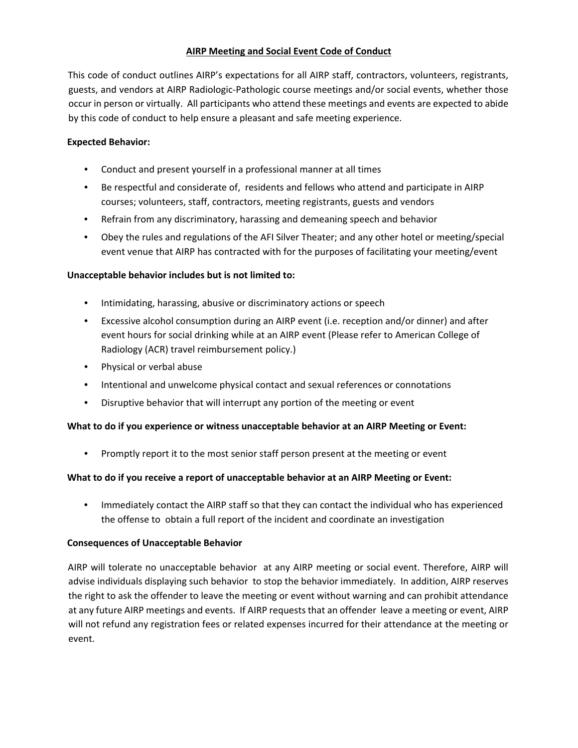# AIRP Meeting and Social Event Code of Conduct

This code of conduct outlines AIRP's expectations for all AIRP staff, contractors, volunteers, registrants, guests, and vendors at AIRP Radiologic-Pathologic course meetings and/or social events, whether those occur in person or virtually. All participants who attend these meetings and events are expected to abide by this code of conduct to help ensure a pleasant and safe meeting experience.

**Expected Behavior:**

- Conduct and present yourself in a professional manner at all times
- Be respectful and considerate of, residents and fellows who attend and participate in AIRP courses; volunteers, staff, contractors, meeting registrants, guests and vendors
- Refrain from any discriminatory, harassing and demeaning speech and behavior
- Obey the rules and regulations of the AFI Silver Theater; and any other hotel or meeting/special event venue that AIRP has contracted with for the purposes of facilitating your meeting/event

**Unacceptable behavior includes but is not limited to:**

- Intimidating, harassing, abusive or discriminatory actions or speech
- Excessive alcohol consumption during an AIRP event (i.e. reception and/or dinner) and after event hours for social drinking while at an AIRP event (Please refer to American College of Radiology (ACR) travel reimbursement policy.)
- Physical or verbal abuse
- Intentional and unwelcome physical contact and sexual references or connotations
- Disruptive behavior that will interrupt any portion of the meeting or event

**What to do if you experience or witness unacceptable behavior at an AIRP Meeting or Event:**

- Promptly report it to the most senior staff person present at the meeting or event

**What to do if you receive a report of unacceptable behavior at an AIRP Meeting or Event:**

- Immediately contact the AIRP staff so that they can contact the individual who has experienced the offense to obtain a full report of the incident and coordinate an investigation

**Consequences of Unacceptable Behavior**

AIRP will tolerate no unacceptable behavior at any AIRP meeting or social event. Therefore, AIRP will advise individuals displaying such behavior to stop the behavior immediately. In addition, AIRP reserves the right to ask the offender to leave the meeting or event without warning and can prohibit attendance at any future AIRP meetings and events. If AIRP requests that an offender leave a meeting or event, AIRP will not refund any registration fees or related expenses incurred for their attendance at the meeting or event.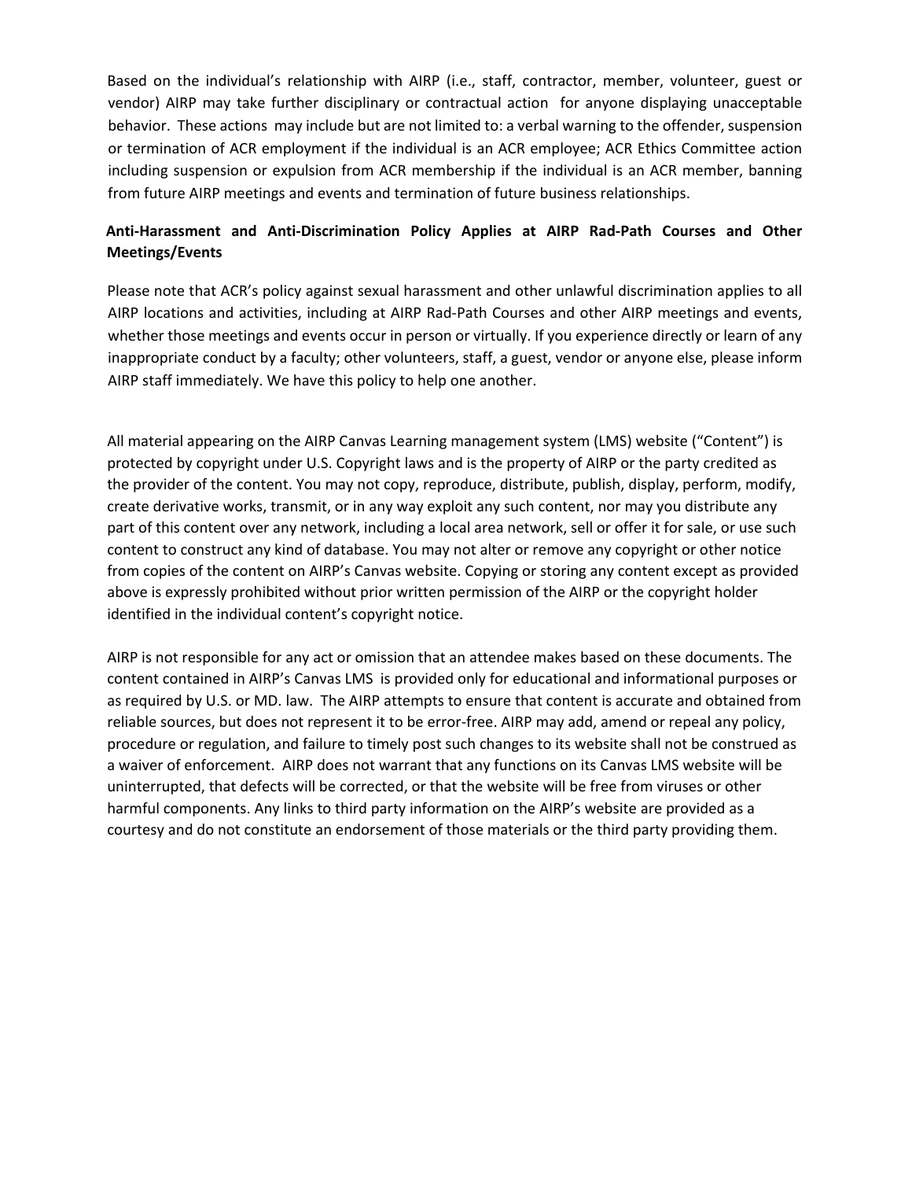Based on the individual's relationship with AIRP (i.e., staff, contractor, member, volunteer, guest or vendor) AIRP may take further disciplinary or contractual action for anyone displaying unacceptable behavior. These actions may include but are not limited to: a verbal warning to the offender, suspension or termination of ACR employment if the individual is an ACR employee; ACR Ethics Committee action including suspension or expulsion from ACR membership if the individual is an ACR member, banning from future AIRP meetings and events and termination of future business relationships.

**Anti-Harassment and Anti-Discrimination Policy Applies at AIRP Rad-Path Courses and Other Meetings/Events**

Please note that ACR's policy against sexual harassment and other unlawful discrimination applies to all AIRP locations and activities, including at AIRP Rad-Path Courses and other AIRP meetings and events, whether those meetings and events occur in person or virtually. If you experience directly or learn of any inappropriate conduct by a faculty; other volunteers, staff, a guest, vendor or anyone else, please inform AIRP staff immediately. We have this policy to help one another.

All material appearing on the AIRP Canvas Learning management system (LMS) website ("Content") is protected by copyright under U.S. Copyright laws and is the property of AIRP or the party credited as the provider of the content. You may not copy, reproduce, distribute, publish, display, perform, modify, create derivative works, transmit, or in any way exploit any such content, nor may you distribute any part of this content over any network, including a local area network, sell or offer it for sale, or use such content to construct any kind of database. You may not alter or remove any copyright or other notice from copies of the content on AIRP's Canvas website. Copying or storing any content except as provided above is expressly prohibited without prior written permission of the AIRP or the copyright holder identified in the individual content's copyright notice.

AIRP is not responsible for any act or omission that an attendee makes based on these documents. The content contained in AIRP's Canvas LMS is provided only for educational and informational purposes or as required by U.S. or MD. law. The AIRP attempts to ensure that content is accurate and obtained from reliable sources, but does not represent it to be error-free. AIRP may add, amend or repeal any policy, procedure or regulation, and failure to timely post such changes to its website shall not be construed as a waiver of enforcement. AIRP does not warrant that any functions on its Canvas LMS website will be uninterrupted, that defects will be corrected, or that the website will be free from viruses or other harmful components. Any links to third party information on the AIRP's website are provided as a courtesy and do not constitute an endorsement of those materials or the third party providing them.